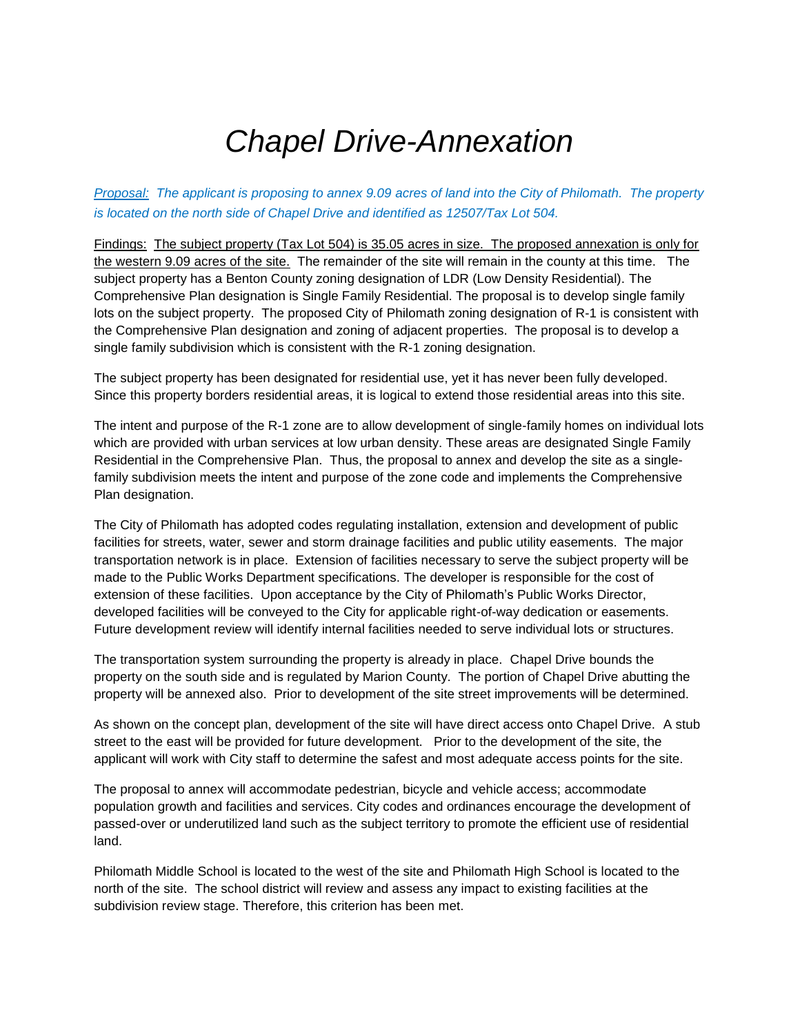# *Chapel Drive-Annexation*

*<u>Proposal:</u> The applicant is proposing to annex 9.09 acres of land into the City of Philomath. The property is located on the north side of Chapel Drive and identified as 12507/Tax Lot 504.*

<u>Findings:</u> <u>The subject property (Tax Lot 504) is 35.05 acres in size. The proposed annexation is only for the western 9.09 acres of the site.</u> The remainder of the site will remain in the county at this time. The subject property has a Benton County zoning designation of LDR (Low Density Residential). The Comprehensive Plan designation is Single Family Residential. The proposal is to develop single family lots on the subject property. The proposed City of Philomath zoning designation of R-1 is consistent with the Comprehensive Plan designation and zoning of adjacent properties. The proposal is to develop a single family subdivision which is consistent with the R-1 zoning designation.

The subject property has been designated for residential use, yet it has never been fully developed. Since this property borders residential areas, it is logical to extend those residential areas into this site.

The intent and purpose of the R-1 zone are to allow development of single-family homes on individual lots which are provided with urban services at low urban density. These areas are designated Single Family Residential in the Comprehensive Plan. Thus, the proposal to annex and develop the site as a single-family subdivision meets the intent and purpose of the zone code and implements the Comprehensive Plan designation.

The City of Philomath has adopted codes regulating installation, extension and development of public facilities for streets, water, sewer and storm drainage facilities and public utility easements. The major transportation network is in place. Extension of facilities necessary to serve the subject property will be made to the Public Works Department specifications. The developer is responsible for the cost of extension of these facilities. Upon acceptance by the City of Philomath's Public Works Director, developed facilities will be conveyed to the City for applicable right-of-way dedication or easements. Future development review will identify internal facilities needed to serve individual lots or structures.

The transportation system surrounding the property is already in place. Chapel Drive bounds the property on the south side and is regulated by Marion County. The portion of Chapel Drive abutting the property will be annexed also. Prior to development of the site street improvements will be determined.

As shown on the concept plan, development of the site will have direct access onto Chapel Drive. A stub street to the east will be provided for future development. Prior to the development of the site, the applicant will work with City staff to determine the safest and most adequate access points for the site.

The proposal to annex will accommodate pedestrian, bicycle and vehicle access; accommodate population growth and facilities and services. City codes and ordinances encourage the development of passed-over or underutilized land such as the subject territory to promote the efficient use of residential land.

Philomath Middle School is located to the west of the site and Philomath High School is located to the north of the site. The school district will review and assess any impact to existing facilities at the subdivision review stage. Therefore, this criterion has been met.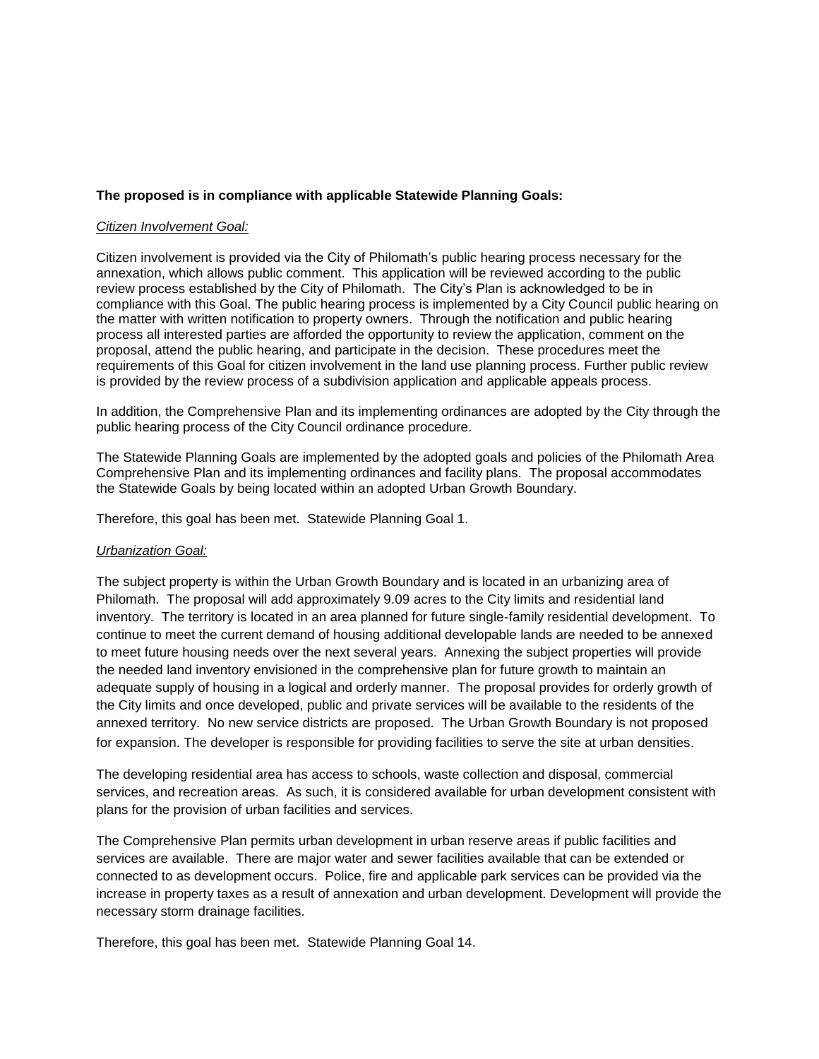**The proposed is in compliance with applicable Statewide Planning Goals:**

*Citizen Involvement Goal:*

Citizen involvement is provided via the City of Philomath's public hearing process necessary for the annexation, which allows public comment. This application will be reviewed according to the public review process established by the City of Philomath. The City's Plan is acknowledged to be in compliance with this Goal. The public hearing process is implemented by a City Council public hearing on the matter with written notification to property owners. Through the notification and public hearing process all interested parties are afforded the opportunity to review the application, comment on the proposal, attend the public hearing, and participate in the decision. These procedures meet the requirements of this Goal for citizen involvement in the land use planning process. Further public review is provided by the review process of a subdivision application and applicable appeals process.

In addition, the Comprehensive Plan and its implementing ordinances are adopted by the City through the public hearing process of the City Council ordinance procedure.

The Statewide Planning Goals are implemented by the adopted goals and policies of the Philomath Area Comprehensive Plan and its implementing ordinances and facility plans. The proposal accommodates the Statewide Goals by being located within an adopted Urban Growth Boundary.

Therefore, this goal has been met. Statewide Planning Goal 1.

*Urbanization Goal:*

The subject property is within the Urban Growth Boundary and is located in an urbanizing area of Philomath. The proposal will add approximately 9.09 acres to the City limits and residential land inventory. The territory is located in an area planned for future single-family residential development. To continue to meet the current demand of housing additional developable lands are needed to be annexed to meet future housing needs over the next several years. Annexing the subject properties will provide the needed land inventory envisioned in the comprehensive plan for future growth to maintain an adequate supply of housing in a logical and orderly manner. The proposal provides for orderly growth of the City limits and once developed, public and private services will be available to the residents of the annexed territory. No new service districts are proposed. The Urban Growth Boundary is not proposed for expansion. The developer is responsible for providing facilities to serve the site at urban densities.

The developing residential area has access to schools, waste collection and disposal, commercial services, and recreation areas. As such, it is considered available for urban development consistent with plans for the provision of urban facilities and services.

The Comprehensive Plan permits urban development in urban reserve areas if public facilities and services are available. There are major water and sewer facilities available that can be extended or connected to as development occurs. Police, fire and applicable park services can be provided via the increase in property taxes as a result of annexation and urban development. Development will provide the necessary storm drainage facilities.

Therefore, this goal has been met. Statewide Planning Goal 14.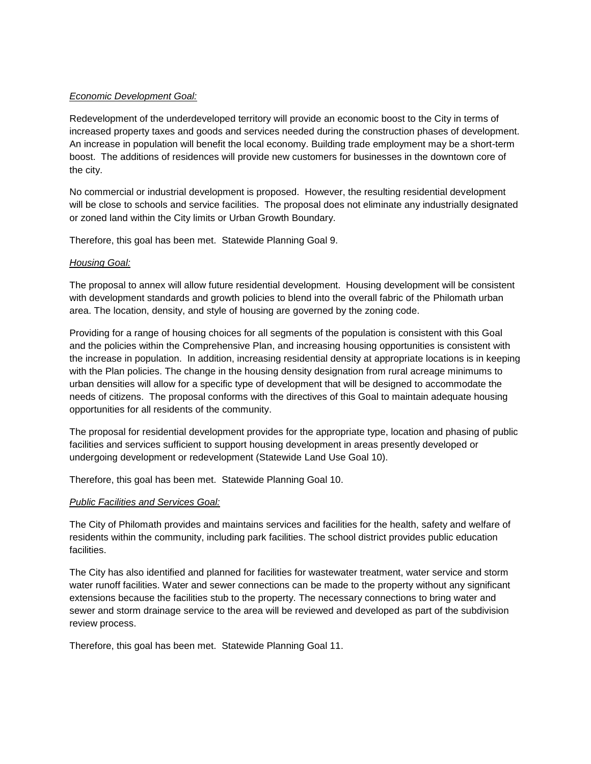*Economic Development Goal:*

Redevelopment of the underdeveloped territory will provide an economic boost to the City in terms of increased property taxes and goods and services needed during the construction phases of development. An increase in population will benefit the local economy. Building trade employment may be a short-term boost. The additions of residences will provide new customers for businesses in the downtown core of the city.

No commercial or industrial development is proposed. However, the resulting residential development will be close to schools and service facilities. The proposal does not eliminate any industrially designated or zoned land within the City limits or Urban Growth Boundary.

Therefore, this goal has been met. Statewide Planning Goal 9.

*Housing Goal:*

The proposal to annex will allow future residential development. Housing development will be consistent with development standards and growth policies to blend into the overall fabric of the Philomath urban area. The location, density, and style of housing are governed by the zoning code.

Providing for a range of housing choices for all segments of the population is consistent with this Goal and the policies within the Comprehensive Plan, and increasing housing opportunities is consistent with the increase in population. In addition, increasing residential density at appropriate locations is in keeping with the Plan policies. The change in the housing density designation from rural acreage minimums to urban densities will allow for a specific type of development that will be designed to accommodate the needs of citizens. The proposal conforms with the directives of this Goal to maintain adequate housing opportunities for all residents of the community.

The proposal for residential development provides for the appropriate type, location and phasing of public facilities and services sufficient to support housing development in areas presently developed or undergoing development or redevelopment (Statewide Land Use Goal 10).

Therefore, this goal has been met. Statewide Planning Goal 10.

*Public Facilities and Services Goal:*

The City of Philomath provides and maintains services and facilities for the health, safety and welfare of residents within the community, including park facilities. The school district provides public education facilities.

The City has also identified and planned for facilities for wastewater treatment, water service and storm water runoff facilities. Water and sewer connections can be made to the property without any significant extensions because the facilities stub to the property. The necessary connections to bring water and sewer and storm drainage service to the area will be reviewed and developed as part of the subdivision review process.

Therefore, this goal has been met. Statewide Planning Goal 11.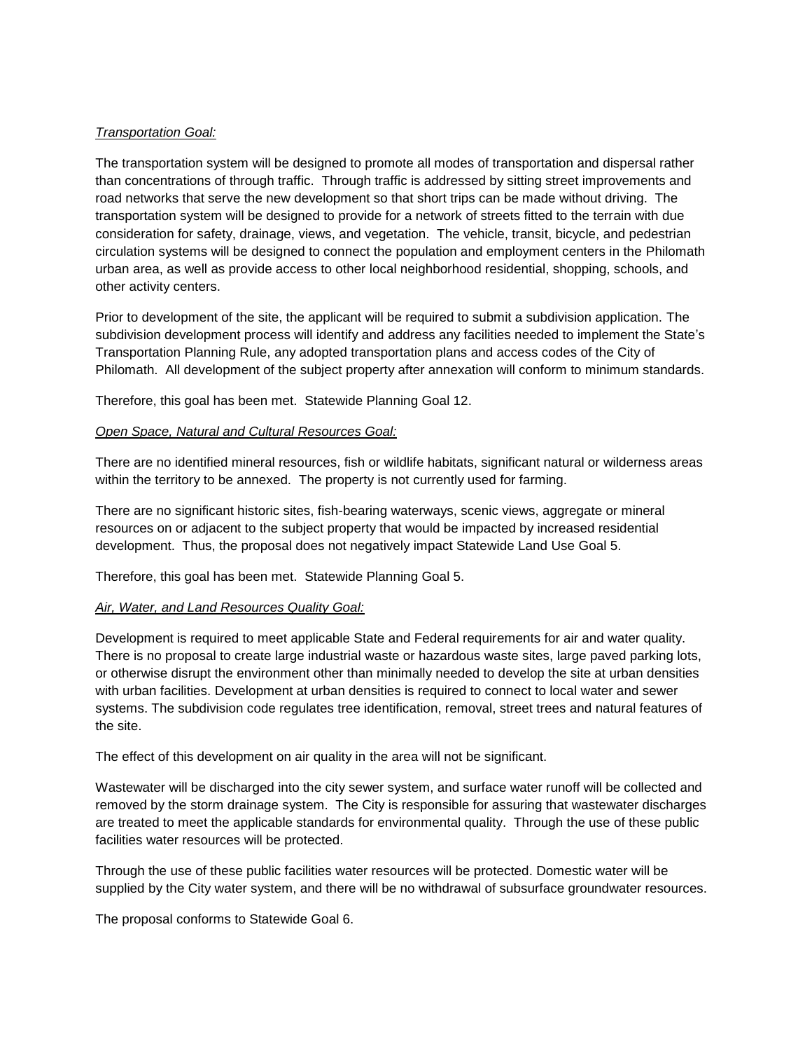*Transportation Goal:*

The transportation system will be designed to promote all modes of transportation and dispersal rather than concentrations of through traffic. Through traffic is addressed by sitting street improvements and road networks that serve the new development so that short trips can be made without driving. The transportation system will be designed to provide for a network of streets fitted to the terrain with due consideration for safety, drainage, views, and vegetation. The vehicle, transit, bicycle, and pedestrian circulation systems will be designed to connect the population and employment centers in the Philomath urban area, as well as provide access to other local neighborhood residential, shopping, schools, and other activity centers.

Prior to development of the site, the applicant will be required to submit a subdivision application. The subdivision development process will identify and address any facilities needed to implement the State's Transportation Planning Rule, any adopted transportation plans and access codes of the City of Philomath. All development of the subject property after annexation will conform to minimum standards.

Therefore, this goal has been met. Statewide Planning Goal 12.

*Open Space, Natural and Cultural Resources Goal:*

There are no identified mineral resources, fish or wildlife habitats, significant natural or wilderness areas within the territory to be annexed. The property is not currently used for farming.

There are no significant historic sites, fish-bearing waterways, scenic views, aggregate or mineral resources on or adjacent to the subject property that would be impacted by increased residential development. Thus, the proposal does not negatively impact Statewide Land Use Goal 5.

Therefore, this goal has been met. Statewide Planning Goal 5.

*Air, Water, and Land Resources Quality Goal:*

Development is required to meet applicable State and Federal requirements for air and water quality. There is no proposal to create large industrial waste or hazardous waste sites, large paved parking lots, or otherwise disrupt the environment other than minimally needed to develop the site at urban densities with urban facilities. Development at urban densities is required to connect to local water and sewer systems. The subdivision code regulates tree identification, removal, street trees and natural features of the site.

The effect of this development on air quality in the area will not be significant.

Wastewater will be discharged into the city sewer system, and surface water runoff will be collected and removed by the storm drainage system. The City is responsible for assuring that wastewater discharges are treated to meet the applicable standards for environmental quality. Through the use of these public facilities water resources will be protected.

Through the use of these public facilities water resources will be protected. Domestic water will be supplied by the City water system, and there will be no withdrawal of subsurface groundwater resources.

The proposal conforms to Statewide Goal 6.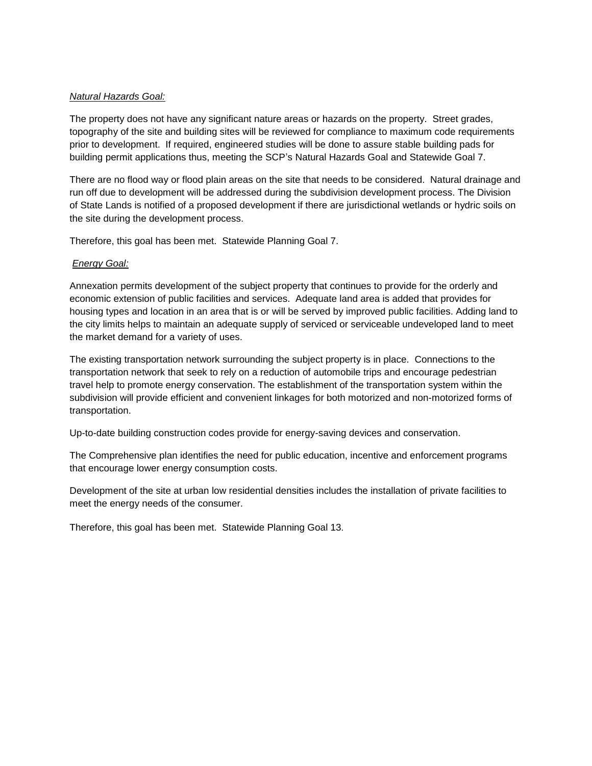*Natural Hazards Goal:*

The property does not have any significant nature areas or hazards on the property. Street grades, topography of the site and building sites will be reviewed for compliance to maximum code requirements prior to development. If required, engineered studies will be done to assure stable building pads for building permit applications thus, meeting the SCP's Natural Hazards Goal and Statewide Goal 7.

There are no flood way or flood plain areas on the site that needs to be considered. Natural drainage and run off due to development will be addressed during the subdivision development process. The Division of State Lands is notified of a proposed development if there are jurisdictional wetlands or hydric soils on the site during the development process.

Therefore, this goal has been met. Statewide Planning Goal 7.

*Energy Goal:*

Annexation permits development of the subject property that continues to provide for the orderly and economic extension of public facilities and services. Adequate land area is added that provides for housing types and location in an area that is or will be served by improved public facilities. Adding land to the city limits helps to maintain an adequate supply of serviced or serviceable undeveloped land to meet the market demand for a variety of uses.

The existing transportation network surrounding the subject property is in place. Connections to the transportation network that seek to rely on a reduction of automobile trips and encourage pedestrian travel help to promote energy conservation. The establishment of the transportation system within the subdivision will provide efficient and convenient linkages for both motorized and non-motorized forms of transportation.

Up-to-date building construction codes provide for energy-saving devices and conservation.

The Comprehensive plan identifies the need for public education, incentive and enforcement programs that encourage lower energy consumption costs.

Development of the site at urban low residential densities includes the installation of private facilities to meet the energy needs of the consumer.

Therefore, this goal has been met. Statewide Planning Goal 13.